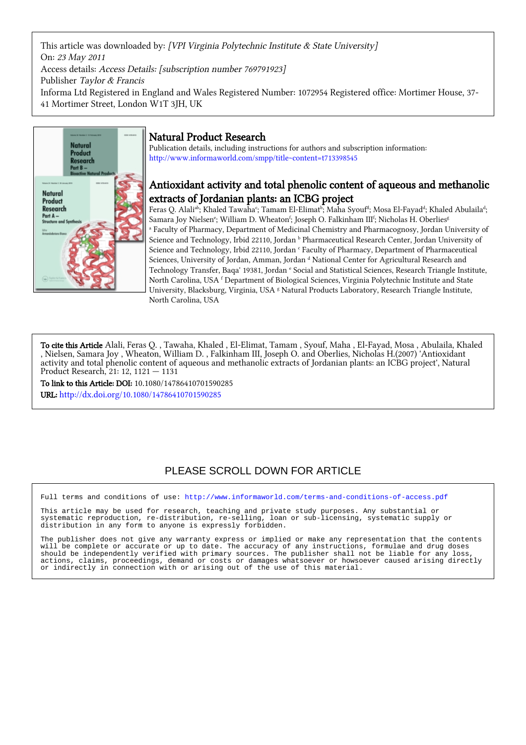This article was downloaded by: *[VPI Virginia Polytechnic Institute & State University]*
On: *23 May 2011*
Access details: *Access Details: [subscription number 769791923]*
Publisher *Taylor & Francis*
Informa Ltd Registered in England and Wales Registered Number: 1072954 Registered office: Mortimer House, 37-41 Mortimer Street, London W1T 3JH, UK

# Natural Product Research

Publication details, including instructions for authors and subscription information:
http://www.informaworld.com/smpp/title~content=t713398545

## Antioxidant activity and total phenolic content of aqueous and methanolic extracts of Jordanian plants: an ICBG project

Feras Q. Alali[a,b]; Khaled Tawaha[c]; Tamam El-Elimat[b]; Maha Syouf[d]; Mosa El-Fayad[d]; Khaled Abulaila[d]; Samara Joy Nielsen[e]; William D. Wheaton[f]; Joseph O. Falkinham III[f]; Nicholas H. Oberlies[g]

[a] Faculty of Pharmacy, Department of Medicinal Chemistry and Pharmacognosy, Jordan University of Science and Technology, Irbid 22110, Jordan [b] Pharmaceutical Research Center, Jordan University of Science and Technology, Irbid 22110, Jordan [c] Faculty of Pharmacy, Department of Pharmaceutical Sciences, University of Jordan, Amman, Jordan [d] National Center for Agricultural Research and Technology Transfer, Baqa' 19381, Jordan [e] Social and Statistical Sciences, Research Triangle Institute, North Carolina, USA [f] Department of Biological Sciences, Virginia Polytechnic Institute and State University, Blacksburg, Virginia, USA [g] Natural Products Laboratory, Research Triangle Institute, North Carolina, USA

**To cite this Article** Alali, Feras Q. , Tawaha, Khaled , El-Elimat, Tamam , Syouf, Maha , El-Fayad, Mosa , Abulaila, Khaled , Nielsen, Samara Joy , Wheaton, William D. , Falkinham III, Joseph O. and Oberlies, Nicholas H.(2007) 'Antioxidant activity and total phenolic content of aqueous and methanolic extracts of Jordanian plants: an ICBG project', Natural Product Research, 21: 12, 1121 — 1131

**To link to this Article: DOI:** 10.1080/14786410701590285

**URL:** http://dx.doi.org/10.1080/14786410701590285

PLEASE SCROLL DOWN FOR ARTICLE

Full terms and conditions of use: http://www.informaworld.com/terms-and-conditions-of-access.pdf

This article may be used for research, teaching and private study purposes. Any substantial or systematic reproduction, re-distribution, re-selling, loan or sub-licensing, systematic supply or distribution in any form to anyone is expressly forbidden.

The publisher does not give any warranty express or implied or make any representation that the contents will be complete or accurate or up to date. The accuracy of any instructions, formulae and drug doses should be independently verified with primary sources. The publisher shall not be liable for any loss, actions, claims, proceedings, demand or costs or damages whatsoever or howsoever caused arising directly or indirectly in connection with or arising out of the use of this material.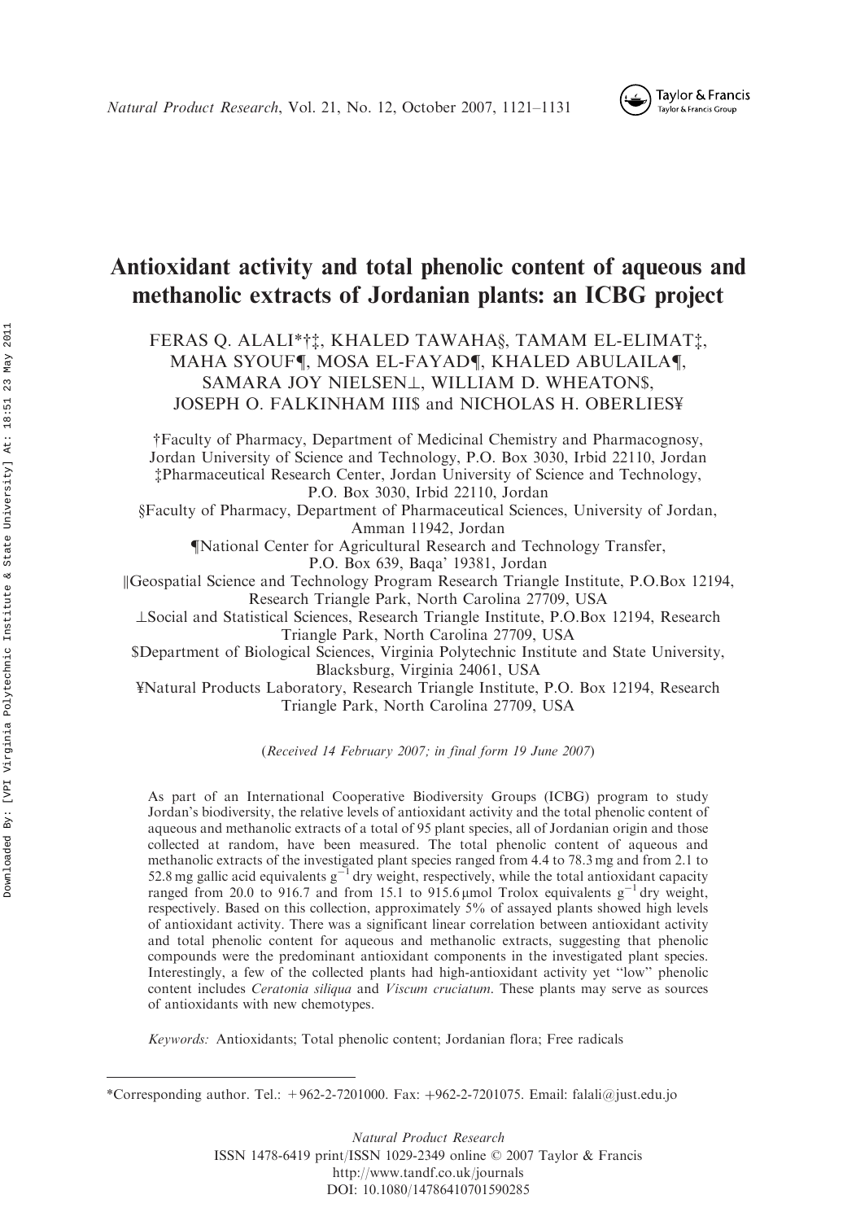# Antioxidant activity and total phenolic content of aqueous and methanolic extracts of Jordanian plants: an ICBG project

FERAS Q. ALALI*†‡, KHALED TAWAHA§, TAMAM EL-ELIMAT‡, MAHA SYOUF¶, MOSA EL-FAYAD¶, KHALED ABULAILA¶, SAMARA JOY NIELSEN⊥, WILLIAM D. WHEATON$, JOSEPH O. FALKINHAM III$ and NICHOLAS H. OBERLIES¥

†Faculty of Pharmacy, Department of Medicinal Chemistry and Pharmacognosy, Jordan University of Science and Technology, P.O. Box 3030, Irbid 22110, Jordan
‡Pharmaceutical Research Center, Jordan University of Science and Technology, P.O. Box 3030, Irbid 22110, Jordan
§Faculty of Pharmacy, Department of Pharmaceutical Sciences, University of Jordan, Amman 11942, Jordan
¶National Center for Agricultural Research and Technology Transfer, P.O. Box 639, Baqa' 19381, Jordan
‖Geospatial Science and Technology Program Research Triangle Institute, P.O.Box 12194, Research Triangle Park, North Carolina 27709, USA
⊥Social and Statistical Sciences, Research Triangle Institute, P.O.Box 12194, Research Triangle Park, North Carolina 27709, USA
$Department of Biological Sciences, Virginia Polytechnic Institute and State University, Blacksburg, Virginia 24061, USA
¥Natural Products Laboratory, Research Triangle Institute, P.O. Box 12194, Research Triangle Park, North Carolina 27709, USA

(*Received 14 February 2007; in final form 19 June 2007*)

As part of an International Cooperative Biodiversity Groups (ICBG) program to study Jordan's biodiversity, the relative levels of antioxidant activity and the total phenolic content of aqueous and methanolic extracts of a total of 95 plant species, all of Jordanian origin and those collected at random, have been measured. The total phenolic content of aqueous and methanolic extracts of the investigated plant species ranged from 4.4 to 78.3 mg and from 2.1 to 52.8 mg gallic acid equivalents $g^{-1}$ dry weight, respectively, while the total antioxidant capacity ranged from 20.0 to 916.7 and from 15.1 to 915.6 μmol Trolox equivalents $g^{-1}$ dry weight, respectively. Based on this collection, approximately 5% of assayed plants showed high levels of antioxidant activity. There was a significant linear correlation between antioxidant activity and total phenolic content for aqueous and methanolic extracts, suggesting that phenolic compounds were the predominant antioxidant components in the investigated plant species. Interestingly, a few of the collected plants had high-antioxidant activity yet "low" phenolic content includes *Ceratonia siliqua* and *Viscum cruciatum*. These plants may serve as sources of antioxidants with new chemotypes.

*Keywords:* Antioxidants; Total phenolic content; Jordanian flora; Free radicals

*Corresponding author. Tel.: +962-2-7201000. Fax: +962-2-7201075. Email: falali@just.edu.jo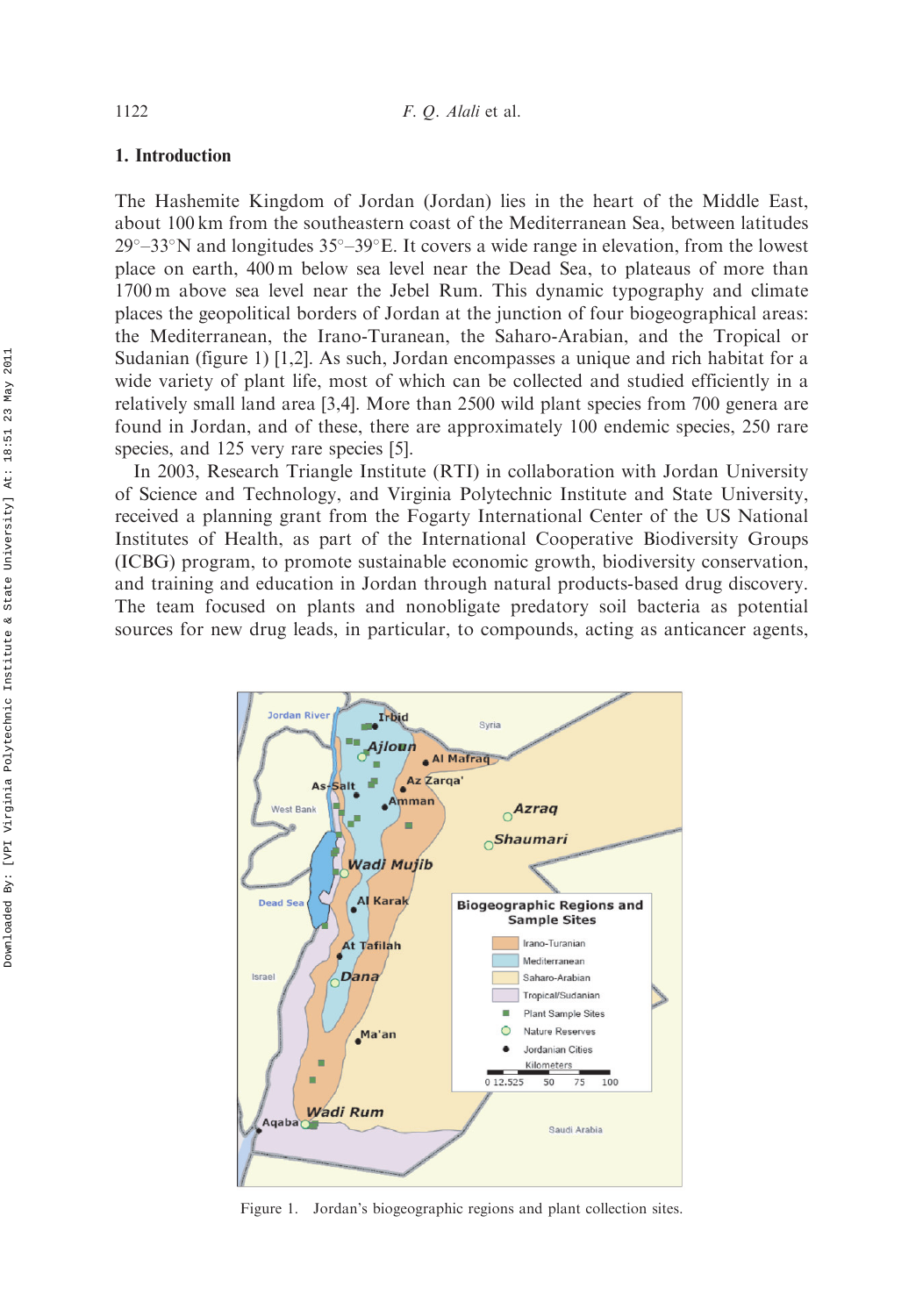## 1. Introduction

The Hashemite Kingdom of Jordan (Jordan) lies in the heart of the Middle East, about 100 km from the southeastern coast of the Mediterranean Sea, between latitudes 29°–33°N and longitudes 35°–39°E. It covers a wide range in elevation, from the lowest place on earth, 400 m below sea level near the Dead Sea, to plateaus of more than 1700 m above sea level near the Jebel Rum. This dynamic typography and climate places the geopolitical borders of Jordan at the junction of four biogeographical areas: the Mediterranean, the Irano-Turanean, the Saharo-Arabian, and the Tropical or Sudanian (figure 1) [1,2]. As such, Jordan encompasses a unique and rich habitat for a wide variety of plant life, most of which can be collected and studied efficiently in a relatively small land area [3,4]. More than 2500 wild plant species from 700 genera are found in Jordan, and of these, there are approximately 100 endemic species, 250 rare species, and 125 very rare species [5].

In 2003, Research Triangle Institute (RTI) in collaboration with Jordan University of Science and Technology, and Virginia Polytechnic Institute and State University, received a planning grant from the Fogarty International Center of the US National Institutes of Health, as part of the International Cooperative Biodiversity Groups (ICBG) program, to promote sustainable economic growth, biodiversity conservation, and training and education in Jordan through natural products-based drug discovery. The team focused on plants and nonobligate predatory soil bacteria as potential sources for new drug leads, in particular, to compounds, acting as anticancer agents,

Figure 1. Jordan's biogeographic regions and plant collection sites.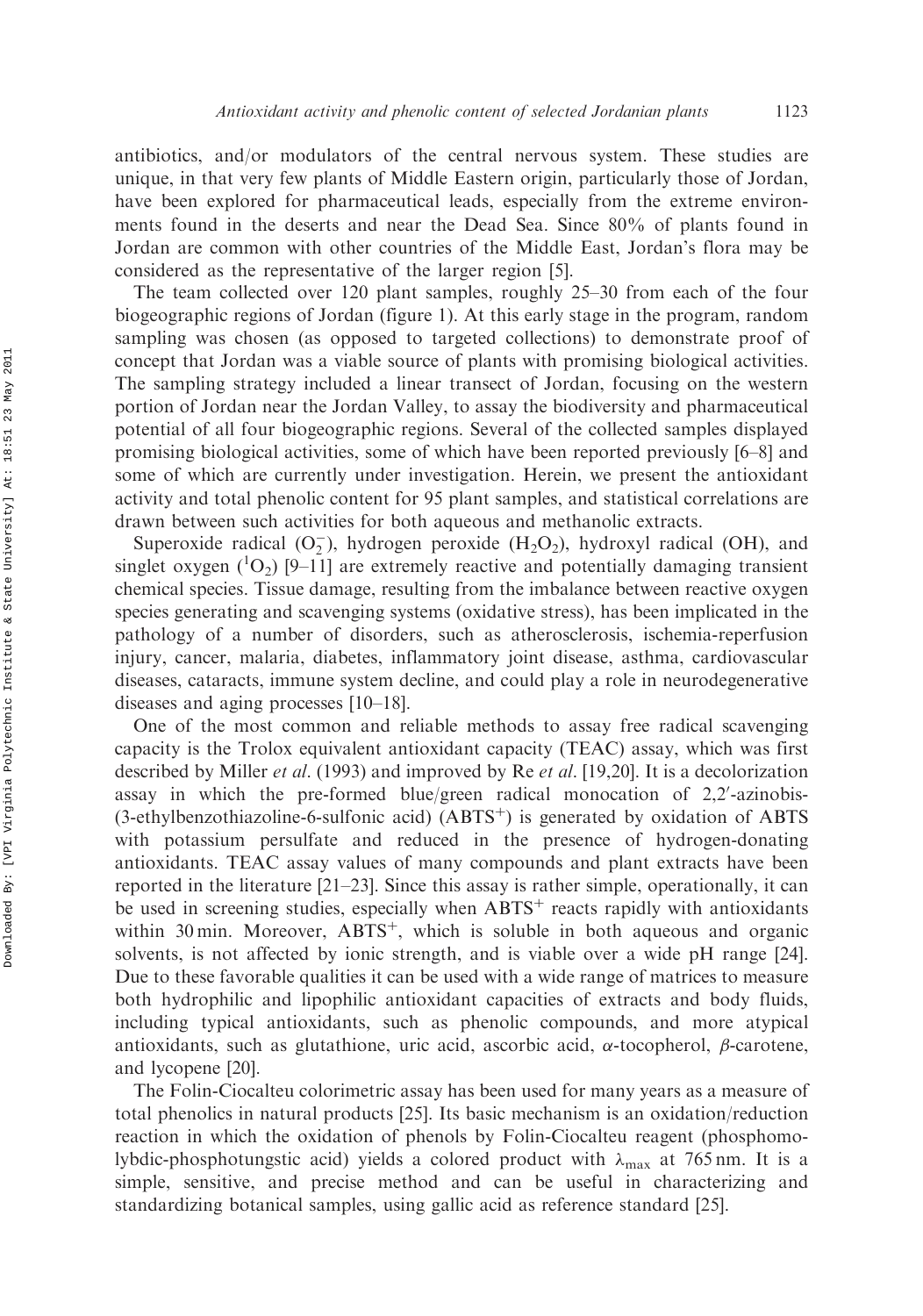antibiotics, and/or modulators of the central nervous system. These studies are unique, in that very few plants of Middle Eastern origin, particularly those of Jordan, have been explored for pharmaceutical leads, especially from the extreme environments found in the deserts and near the Dead Sea. Since 80% of plants found in Jordan are common with other countries of the Middle East, Jordan's flora may be considered as the representative of the larger region [5].

The team collected over 120 plant samples, roughly 25–30 from each of the four biogeographic regions of Jordan (figure 1). At this early stage in the program, random sampling was chosen (as opposed to targeted collections) to demonstrate proof of concept that Jordan was a viable source of plants with promising biological activities. The sampling strategy included a linear transect of Jordan, focusing on the western portion of Jordan near the Jordan Valley, to assay the biodiversity and pharmaceutical potential of all four biogeographic regions. Several of the collected samples displayed promising biological activities, some of which have been reported previously [6–8] and some of which are currently under investigation. Herein, we present the antioxidant activity and total phenolic content for 95 plant samples, and statistical correlations are drawn between such activities for both aqueous and methanolic extracts.

Superoxide radical ($O_2^-$), hydrogen peroxide ($H_2O_2$), hydroxyl radical (OH), and singlet oxygen ($^1O_2$) [9–11] are extremely reactive and potentially damaging transient chemical species. Tissue damage, resulting from the imbalance between reactive oxygen species generating and scavenging systems (oxidative stress), has been implicated in the pathology of a number of disorders, such as atherosclerosis, ischemia-reperfusion injury, cancer, malaria, diabetes, inflammatory joint disease, asthma, cardiovascular diseases, cataracts, immune system decline, and could play a role in neurodegenerative diseases and aging processes [10–18].

One of the most common and reliable methods to assay free radical scavenging capacity is the Trolox equivalent antioxidant capacity (TEAC) assay, which was first described by Miller *et al*. (1993) and improved by Re *et al*. [19,20]. It is a decolorization assay in which the pre-formed blue/green radical monocation of 2,2′-azinobis-(3-ethylbenzothiazoline-6-sulfonic acid) ($ABTS^+$) is generated by oxidation of ABTS with potassium persulfate and reduced in the presence of hydrogen-donating antioxidants. TEAC assay values of many compounds and plant extracts have been reported in the literature [21–23]. Since this assay is rather simple, operationally, it can be used in screening studies, especially when $ABTS^+$ reacts rapidly with antioxidants within 30 min. Moreover, $ABTS^+$, which is soluble in both aqueous and organic solvents, is not affected by ionic strength, and is viable over a wide pH range [24]. Due to these favorable qualities it can be used with a wide range of matrices to measure both hydrophilic and lipophilic antioxidant capacities of extracts and body fluids, including typical antioxidants, such as phenolic compounds, and more atypical antioxidants, such as glutathione, uric acid, ascorbic acid, $\alpha$-tocopherol, $\beta$-carotene, and lycopene [20].

The Folin-Ciocalteu colorimetric assay has been used for many years as a measure of total phenolics in natural products [25]. Its basic mechanism is an oxidation/reduction reaction in which the oxidation of phenols by Folin-Ciocalteu reagent (phosphomolybdic-phosphotungstic acid) yields a colored product with $\lambda_{max}$ at 765 nm. It is a simple, sensitive, and precise method and can be useful in characterizing and standardizing botanical samples, using gallic acid as reference standard [25].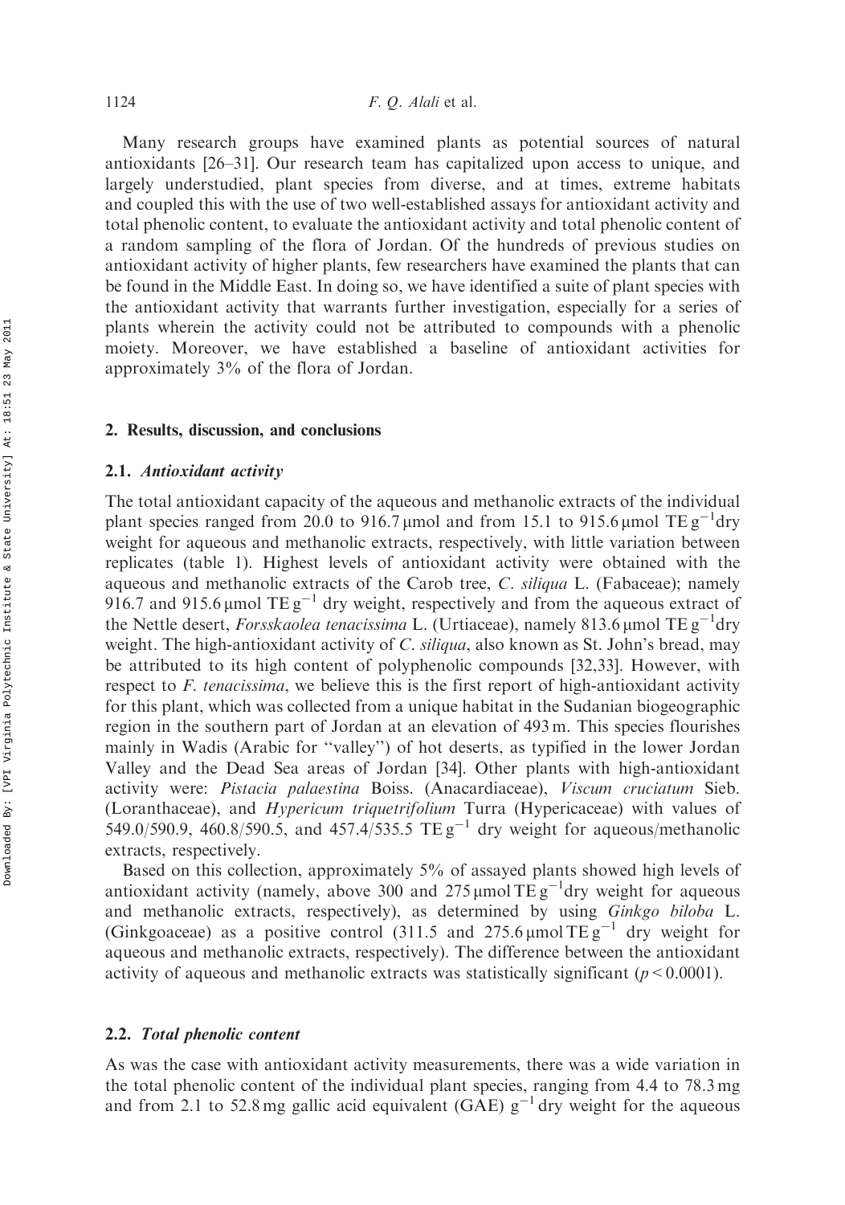Many research groups have examined plants as potential sources of natural antioxidants [26–31]. Our research team has capitalized upon access to unique, and largely understudied, plant species from diverse, and at times, extreme habitats and coupled this with the use of two well-established assays for antioxidant activity and total phenolic content, to evaluate the antioxidant activity and total phenolic content of a random sampling of the flora of Jordan. Of the hundreds of previous studies on antioxidant activity of higher plants, few researchers have examined the plants that can be found in the Middle East. In doing so, we have identified a suite of plant species with the antioxidant activity that warrants further investigation, especially for a series of plants wherein the activity could not be attributed to compounds with a phenolic moiety. Moreover, we have established a baseline of antioxidant activities for approximately 3% of the flora of Jordan.

## 2. Results, discussion, and conclusions

### 2.1. *Antioxidant activity*

The total antioxidant capacity of the aqueous and methanolic extracts of the individual plant species ranged from 20.0 to 916.7 µmol and from 15.1 to 915.6 µmol TE $g^{-1}$dry weight for aqueous and methanolic extracts, respectively, with little variation between replicates (table 1). Highest levels of antioxidant activity were obtained with the aqueous and methanolic extracts of the Carob tree, *C. siliqua* L. (Fabaceae); namely 916.7 and 915.6 µmol TE $g^{-1}$ dry weight, respectively and from the aqueous extract of the Nettle desert, *Forsskaolea tenacissima* L. (Urtiaceae), namely 813.6 µmol TE $g^{-1}$dry weight. The high-antioxidant activity of *C. siliqua*, also known as St. John's bread, may be attributed to its high content of polyphenolic compounds [32,33]. However, with respect to *F. tenacissima*, we believe this is the first report of high-antioxidant activity for this plant, which was collected from a unique habitat in the Sudanian biogeographic region in the southern part of Jordan at an elevation of 493 m. This species flourishes mainly in Wadis (Arabic for "valley") of hot deserts, as typified in the lower Jordan Valley and the Dead Sea areas of Jordan [34]. Other plants with high-antioxidant activity were: *Pistacia palaestina* Boiss. (Anacardiaceae), *Viscum cruciatum* Sieb. (Loranthaceae), and *Hypericum triquetrifolium* Turra (Hypericaceae) with values of 549.0/590.9, 460.8/590.5, and 457.4/535.5 TE $g^{-1}$ dry weight for aqueous/methanolic extracts, respectively.

Based on this collection, approximately 5% of assayed plants showed high levels of antioxidant activity (namely, above 300 and 275 µmol TE $g^{-1}$dry weight for aqueous and methanolic extracts, respectively), as determined by using *Ginkgo biloba* L. (Ginkgoaceae) as a positive control (311.5 and 275.6 µmol TE $g^{-1}$ dry weight for aqueous and methanolic extracts, respectively). The difference between the antioxidant activity of aqueous and methanolic extracts was statistically significant ($p < 0.0001$).

### 2.2. *Total phenolic content*

As was the case with antioxidant activity measurements, there was a wide variation in the total phenolic content of the individual plant species, ranging from 4.4 to 78.3 mg and from 2.1 to 52.8 mg gallic acid equivalent (GAE) $g^{-1}$ dry weight for the aqueous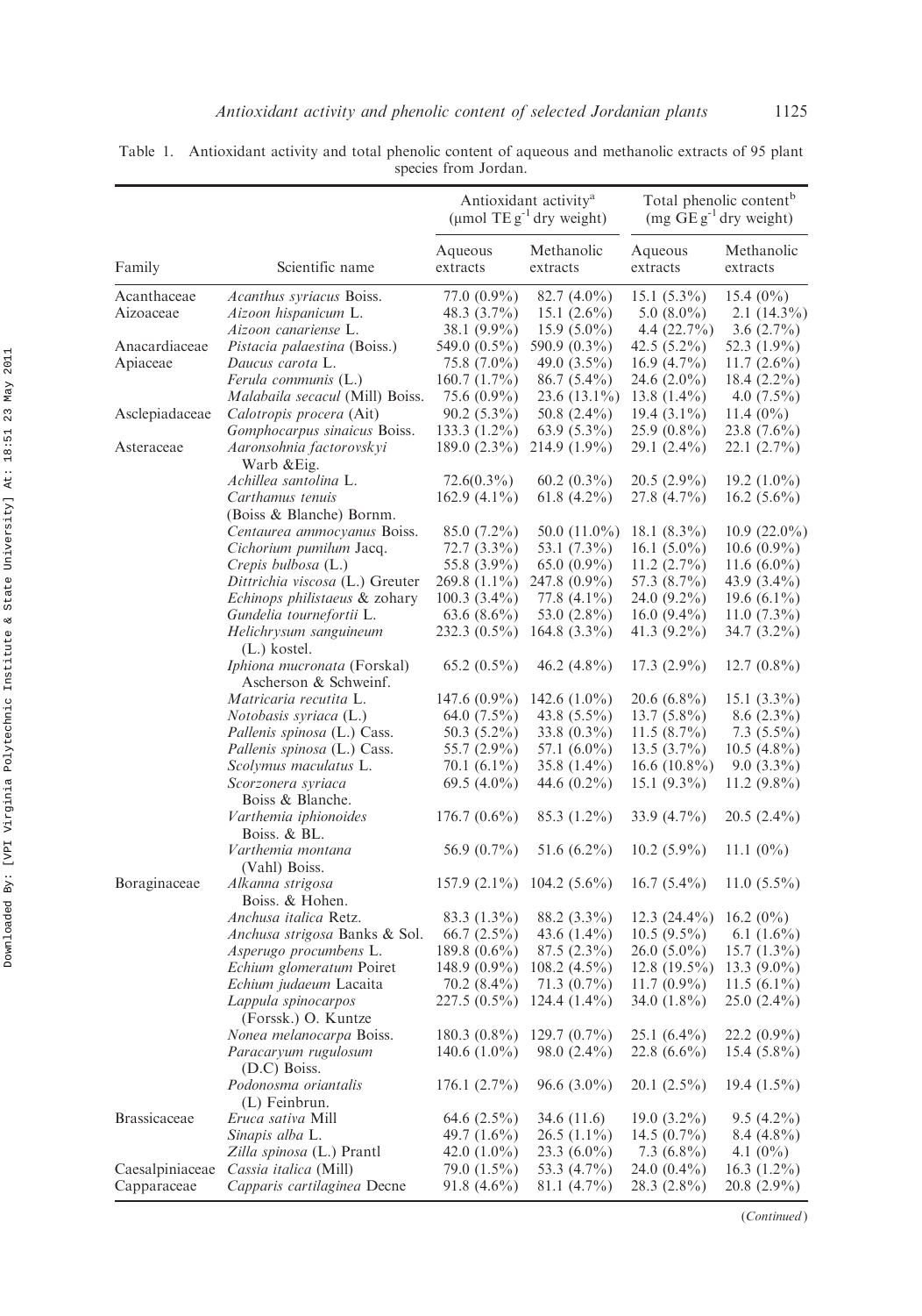Table 1. Antioxidant activity and total phenolic content of aqueous and methanolic extracts of 95 plant species from Jordan.

| Family | Scientific name | Antioxidant activity[a] (μmol TE $g^{-1}$ dry weight) | | Total phenolic content[b] (mg GE $g^{-1}$ dry weight) | |
|---|---|---|---|---|---|
| | | Aqueous extracts | Methanolic extracts | Aqueous extracts | Methanolic extracts |
| Acanthaceae | *Acanthus syriacus* Boiss. | 77.0 (0.9%) | 82.7 (4.0%) | 15.1 (5.3%) | 15.4 (0%) |
| Aizoaceae | *Aizoon hispanicum* L. | 48.3 (3.7%) | 15.1 (2.6%) | 5.0 (8.0%) | 2.1 (14.3%) |
| | *Aizoon canariense* L. | 38.1 (9.9%) | 15.9 (5.0%) | 4.4 (22.7%) | 3.6 (2.7%) |
| Anacardiaceae | *Pistacia palaestina* (Boiss.) | 549.0 (0.5%) | 590.9 (0.3%) | 42.5 (5.2%) | 52.3 (1.9%) |
| Apiaceae | *Daucus carota* L. | 75.8 (7.0%) | 49.0 (3.5%) | 16.9 (4.7%) | 11.7 (2.6%) |
| | *Ferula communis* (L.) | 160.7 (1.7%) | 86.7 (5.4%) | 24.6 (2.0%) | 18.4 (2.2%) |
| | *Malabaila secacul* (Mill) Boiss. | 75.6 (0.9%) | 23.6 (13.1%) | 13.8 (1.4%) | 4.0 (7.5%) |
| Asclepiadaceae | *Calotropis procera* (Ait) | 90.2 (5.3%) | 50.8 (2.4%) | 19.4 (3.1%) | 11.4 (0%) |
| | *Gomphocarpus sinaicus* Boiss. | 133.3 (1.2%) | 63.9 (5.3%) | 25.9 (0.8%) | 23.8 (7.6%) |
| Asteraceae | *Aaronsohnia factorovskyi* Warb &Eig. | 189.0 (2.3%) | 214.9 (1.9%) | 29.1 (2.4%) | 22.1 (2.7%) |
| | *Achillea santolina* L. | 72.6(0.3%) | 60.2 (0.3%) | 20.5 (2.9%) | 19.2 (1.0%) |
| | *Carthamus tenuis* (Boiss & Blanche) Bornm. | 162.9 (4.1%) | 61.8 (4.2%) | 27.8 (4.7%) | 16.2 (5.6%) |
| | *Centaurea ammocyanus* Boiss. | 85.0 (7.2%) | 50.0 (11.0%) | 18.1 (8.3%) | 10.9 (22.0%) |
| | *Cichorium pumilum* Jacq. | 72.7 (3.3%) | 53.1 (7.3%) | 16.1 (5.0%) | 10.6 (0.9%) |
| | *Crepis bulbosa* (L.) | 55.8 (3.9%) | 65.0 (0.9%) | 11.2 (2.7%) | 11.6 (6.0%) |
| | *Dittrichia viscosa* (L.) Greuter | 269.8 (1.1%) | 247.8 (0.9%) | 57.3 (8.7%) | 43.9 (3.4%) |
| | *Echinops philistaeus* & zohary | 100.3 (3.4%) | 77.8 (4.1%) | 24.0 (9.2%) | 19.6 (6.1%) |
| | *Gundelia tournefortii* L. | 63.6 (8.6%) | 53.0 (2.8%) | 16.0 (9.4%) | 11.0 (7.3%) |
| | *Helichrysum sanguineum* (L.) kostel. | 232.3 (0.5%) | 164.8 (3.3%) | 41.3 (9.2%) | 34.7 (3.2%) |
| | *Iphiona mucronata* (Forskal) Ascherson & Schweinf. | 65.2 (0.5%) | 46.2 (4.8%) | 17.3 (2.9%) | 12.7 (0.8%) |
| | *Matricaria recutita* L. | 147.6 (0.9%) | 142.6 (1.0%) | 20.6 (6.8%) | 15.1 (3.3%) |
| | *Notobasis syriaca* (L.) | 64.0 (7.5%) | 43.8 (5.5%) | 13.7 (5.8%) | 8.6 (2.3%) |
| | *Pallenis spinosa* (L.) Cass. | 50.3 (5.2%) | 33.8 (0.3%) | 11.5 (8.7%) | 7.3 (5.5%) |
| | *Pallenis spinosa* (L.) Cass. | 55.7 (2.9%) | 57.1 (6.0%) | 13.5 (3.7%) | 10.5 (4.8%) |
| | *Scolymus maculatus* L. | 70.1 (6.1%) | 35.8 (1.4%) | 16.6 (10.8%) | 9.0 (3.3%) |
| | *Scorzonera syriaca* Boiss & Blanche. | 69.5 (4.0%) | 44.6 (0.2%) | 15.1 (9.3%) | 11.2 (9.8%) |
| | *Varthemia iphionoides* Boiss. & BL. | 176.7 (0.6%) | 85.3 (1.2%) | 33.9 (4.7%) | 20.5 (2.4%) |
| | *Varthemia montana* (Vahl) Boiss. | 56.9 (0.7%) | 51.6 (6.2%) | 10.2 (5.9%) | 11.1 (0%) |
| Boraginaceae | *Alkanna strigosa* Boiss. & Hohen. | 157.9 (2.1%) | 104.2 (5.6%) | 16.7 (5.4%) | 11.0 (5.5%) |
| | *Anchusa italica* Retz. | 83.3 (1.3%) | 88.2 (3.3%) | 12.3 (24.4%) | 16.2 (0%) |
| | *Anchusa strigosa* Banks & Sol. | 66.7 (2.5%) | 43.6 (1.4%) | 10.5 (9.5%) | 6.1 (1.6%) |
| | *Asperugo procumbens* L. | 189.8 (0.6%) | 87.5 (2.3%) | 26.0 (5.0%) | 15.7 (1.3%) |
| | *Echium glomeratum* Poiret | 148.9 (0.9%) | 108.2 (4.5%) | 12.8 (19.5%) | 13.3 (9.0%) |
| | *Echium judaeum* Lacaita | 70.2 (8.4%) | 71.3 (0.7%) | 11.7 (0.9%) | 11.5 (6.1%) |
| | *Lappula spinocarpos* (Forssk.) O. Kuntze | 227.5 (0.5%) | 124.4 (1.4%) | 34.0 (1.8%) | 25.0 (2.4%) |
| | *Nonea melanocarpa* Boiss. | 180.3 (0.8%) | 129.7 (0.7%) | 25.1 (6.4%) | 22.2 (0.9%) |
| | *Paracaryum rugulosum* (D.C) Boiss. | 140.6 (1.0%) | 98.0 (2.4%) | 22.8 (6.6%) | 15.4 (5.8%) |
| | *Podonosma oriantalis* (L) Feinbrun. | 176.1 (2.7%) | 96.6 (3.0%) | 20.1 (2.5%) | 19.4 (1.5%) |
| Brassicaceae | *Eruca sativa* Mill | 64.6 (2.5%) | 34.6 (11.6) | 19.0 (3.2%) | 9.5 (4.2%) |
| | *Sinapis alba* L. | 49.7 (1.6%) | 26.5 (1.1%) | 14.5 (0.7%) | 8.4 (4.8%) |
| | *Zilla spinosa* (L.) Prantl | 42.0 (1.0%) | 23.3 (6.0%) | 7.3 (6.8%) | 4.1 (0%) |
| Caesalpiniaceae | *Cassia italica* (Mill) | 79.0 (1.5%) | 53.3 (4.7%) | 24.0 (0.4%) | 16.3 (1.2%) |
| Capparaceae | *Capparis cartilaginea* Decne | 91.8 (4.6%) | 81.1 (4.7%) | 28.3 (2.8%) | 20.8 (2.9%) |

(*Continued*)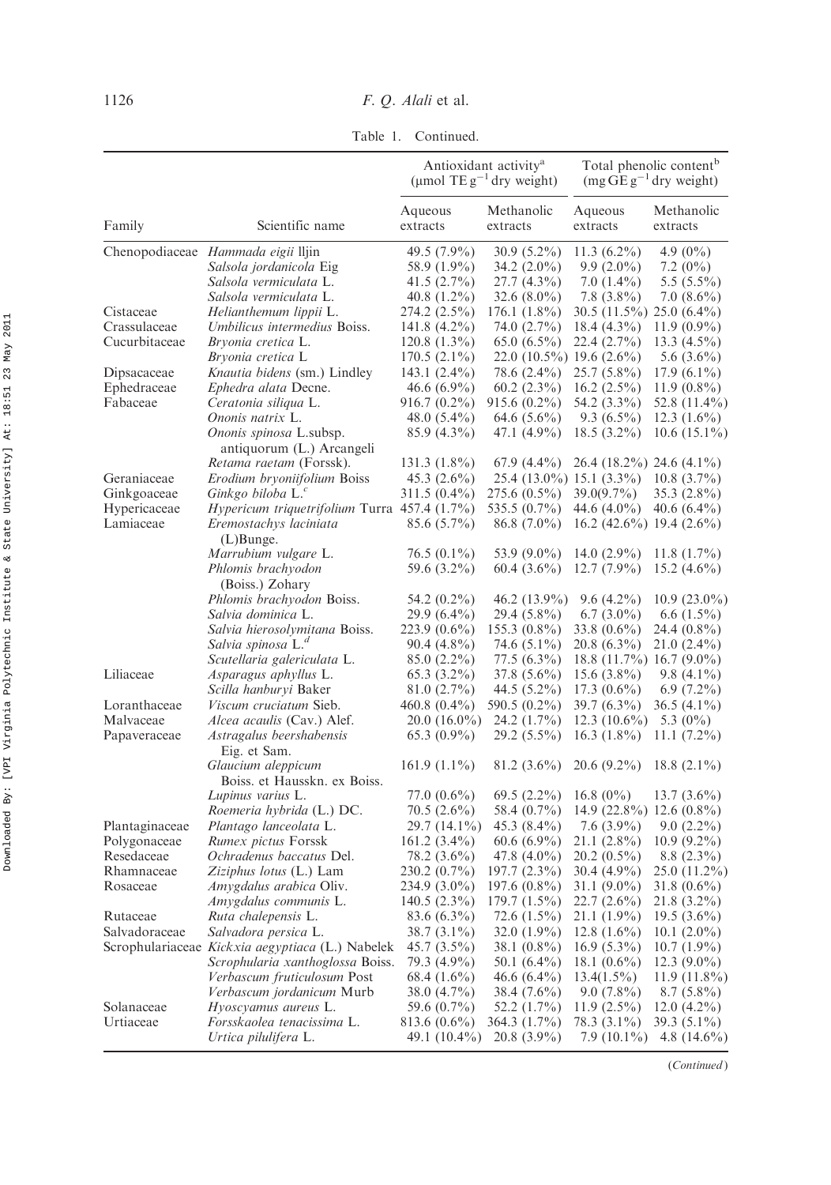Table 1. Continued.

| Family | Scientific name | Antioxidant activity[a] (μmol TE $g^{-1}$ dry weight) | | Total phenolic content[b] (mg GE $g^{-1}$ dry weight) | |
|---|---|---|---|---|---|
| | | Aqueous extracts | Methanolic extracts | Aqueous extracts | Methanolic extracts |
| Chenopodiaceae | *Hammada eigii* Iljin | 49.5 (7.9%) | 30.9 (5.2%) | 11.3 (6.2%) | 4.9 (0%) |
| | *Salsola jordanicola* Eig | 58.9 (1.9%) | 34.2 (2.0%) | 9.9 (2.0%) | 7.2 (0%) |
| | *Salsola vermiculata* L. | 41.5 (2.7%) | 27.7 (4.3%) | 7.0 (1.4%) | 5.5 (5.5%) |
| | *Salsola vermiculata* L. | 40.8 (1.2%) | 32.6 (8.0%) | 7.8 (3.8%) | 7.0 (8.6%) |
| Cistaceae | *Helianthemum lippii* L. | 274.2 (2.5%) | 176.1 (1.8%) | 30.5 (11.5%) | 25.0 (6.4%) |
| Crassulaceae | *Umbilicus intermedius* Boiss. | 141.8 (4.2%) | 74.0 (2.7%) | 18.4 (4.3%) | 11.9 (0.9%) |
| Cucurbitaceae | *Bryonia cretica* L. | 120.8 (1.3%) | 65.0 (6.5%) | 22.4 (2.7%) | 13.3 (4.5%) |
| | *Bryonia cretica* L | 170.5 (2.1%) | 22.0 (10.5%) | 19.6 (2.6%) | 5.6 (3.6%) |
| Dipsacaceae | *Knautia bidens* (sm.) Lindley | 143.1 (2.4%) | 78.6 (2.4%) | 25.7 (5.8%) | 17.9 (6.1%) |
| Ephedraceae | *Ephedra alata* Decne. | 46.6 (6.9%) | 60.2 (2.3%) | 16.2 (2.5%) | 11.9 (0.8%) |
| Fabaceae | *Ceratonia siliqua* L. | 916.7 (0.2%) | 915.6 (0.2%) | 54.2 (3.3%) | 52.8 (11.4%) |
| | *Ononis natrix* L. | 48.0 (5.4%) | 64.6 (5.6%) | 9.3 (6.5%) | 12.3 (1.6%) |
| | *Ononis spinosa* L.subsp. antiquorum (L.) Arcangeli | 85.9 (4.3%) | 47.1 (4.9%) | 18.5 (3.2%) | 10.6 (15.1%) |
| | *Retama raetam* (Forssk). | 131.3 (1.8%) | 67.9 (4.4%) | 26.4 (18.2%) | 24.6 (4.1%) |
| Geraniaceae | *Erodium bryoniifolium* Boiss | 45.3 (2.6%) | 25.4 (13.0%) | 15.1 (3.3%) | 10.8 (3.7%) |
| Ginkgoaceae | *Ginkgo biloba* L.[c] | 311.5 (0.4%) | 275.6 (0.5%) | 39.0(9.7%) | 35.3 (2.8%) |
| Hypericaceae | *Hypericum triquetrifolium* Turra | 457.4 (1.7%) | 535.5 (0.7%) | 44.6 (4.0%) | 40.6 (6.4%) |
| Lamiaceae | *Eremostachys laciniata* (L)Bunge. | 85.6 (5.7%) | 86.8 (7.0%) | 16.2 (42.6%) | 19.4 (2.6%) |
| | *Marrubium vulgare* L. | 76.5 (0.1%) | 53.9 (9.0%) | 14.0 (2.9%) | 11.8 (1.7%) |
| | *Phlomis brachyodon* (Boiss.) Zohary | 59.6 (3.2%) | 60.4 (3.6%) | 12.7 (7.9%) | 15.2 (4.6%) |
| | *Phlomis brachyodon* Boiss. | 54.2 (0.2%) | 46.2 (13.9%) | 9.6 (4.2%) | 10.9 (23.0%) |
| | *Salvia dominica* L. | 29.9 (6.4%) | 29.4 (5.8%) | 6.7 (3.0%) | 6.6 (1.5%) |
| | *Salvia hierosolymitana* Boiss. | 223.9 (0.6%) | 155.3 (0.8%) | 33.8 (0.6%) | 24.4 (0.8%) |
| | *Salvia spinosa* L.[d] | 90.4 (4.8%) | 74.6 (5.1%) | 20.8 (6.3%) | 21.0 (2.4%) |
| | *Scutellaria galericulata* L. | 85.0 (2.2%) | 77.5 (6.3%) | 18.8 (11.7%) | 16.7 (9.0%) |
| Liliaceae | *Asparagus aphyllus* L. | 65.3 (3.2%) | 37.8 (5.6%) | 15.6 (3.8%) | 9.8 (4.1%) |
| | *Scilla hanburyi* Baker | 81.0 (2.7%) | 44.5 (5.2%) | 17.3 (0.6%) | 6.9 (7.2%) |
| Loranthaceae | *Viscum cruciatum* Sieb. | 460.8 (0.4%) | 590.5 (0.2%) | 39.7 (6.3%) | 36.5 (4.1%) |
| Malvaceae | *Alcea acaulis* (Cav.) Alef. | 20.0 (16.0%) | 24.2 (1.7%) | 12.3 (10.6%) | 5.3 (0%) |
| Papaveraceae | *Astragalus beershabensis* Eig. et Sam. | 65.3 (0.9%) | 29.2 (5.5%) | 16.3 (1.8%) | 11.1 (7.2%) |
| | *Glaucium aleppicum* Boiss. et Hausskn. ex Boiss. | 161.9 (1.1%) | 81.2 (3.6%) | 20.6 (9.2%) | 18.8 (2.1%) |
| | *Lupinus varius* L. | 77.0 (0.6%) | 69.5 (2.2%) | 16.8 (0%) | 13.7 (3.6%) |
| | *Roemeria hybrida* (L.) DC. | 70.5 (2.6%) | 58.4 (0.7%) | 14.9 (22.8%) | 12.6 (0.8%) |
| Plantaginaceae | *Plantago lanceolata* L. | 29.7 (14.1%) | 45.3 (8.4%) | 7.6 (3.9%) | 9.0 (2.2%) |
| Polygonaceae | *Rumex pictus* Forssk | 161.2 (3.4%) | 60.6 (6.9%) | 21.1 (2.8%) | 10.9 (9.2%) |
| Resedaceae | *Ochradenus baccatus* Del. | 78.2 (3.6%) | 47.8 (4.0%) | 20.2 (0.5%) | 8.8 (2.3%) |
| Rhamnaceae | *Ziziphus lotus* (L.) Lam | 230.2 (0.7%) | 197.7 (2.3%) | 30.4 (4.9%) | 25.0 (11.2%) |
| Rosaceae | *Amygdalus arabica* Oliv. | 234.9 (3.0%) | 197.6 (0.8%) | 31.1 (9.0%) | 31.8 (0.6%) |
| | *Amygdalus communis* L. | 140.5 (2.3%) | 179.7 (1.5%) | 22.7 (2.6%) | 21.8 (3.2%) |
| Rutaceae | *Ruta chalepensis* L. | 83.6 (6.3%) | 72.6 (1.5%) | 21.1 (1.9%) | 19.5 (3.6%) |
| Salvadoraceae | *Salvadora persica* L. | 38.7 (3.1%) | 32.0 (1.9%) | 12.8 (1.6%) | 10.1 (2.0%) |
| Scrophulariaceae | *Kickxia aegyptiaca* (L.) Nabelek | 45.7 (3.5%) | 38.1 (0.8%) | 16.9 (5.3%) | 10.7 (1.9%) |
| | *Scrophularia xanthoglossa* Boiss. | 79.3 (4.9%) | 50.1 (6.4%) | 18.1 (0.6%) | 12.3 (9.0%) |
| | *Verbascum fruticulosum* Post | 68.4 (1.6%) | 46.6 (6.4%) | 13.4(1.5%) | 11.9 (11.8%) |
| | *Verbascum jordanicum* Murb | 38.0 (4.7%) | 38.4 (7.6%) | 9.0 (7.8%) | 8.7 (5.8%) |
| Solanaceae | *Hyoscyamus aureus* L. | 59.6 (0.7%) | 52.2 (1.7%) | 11.9 (2.5%) | 12.0 (4.2%) |
| Urtiaceae | *Forsskaolea tenacissima* L. | 813.6 (0.6%) | 364.3 (1.7%) | 78.3 (3.1%) | 39.3 (5.1%) |
| | *Urtica pilulifera* L. | 49.1 (10.4%) | 20.8 (3.9%) | 7.9 (10.1%) | 4.8 (14.6%) |

(Continued)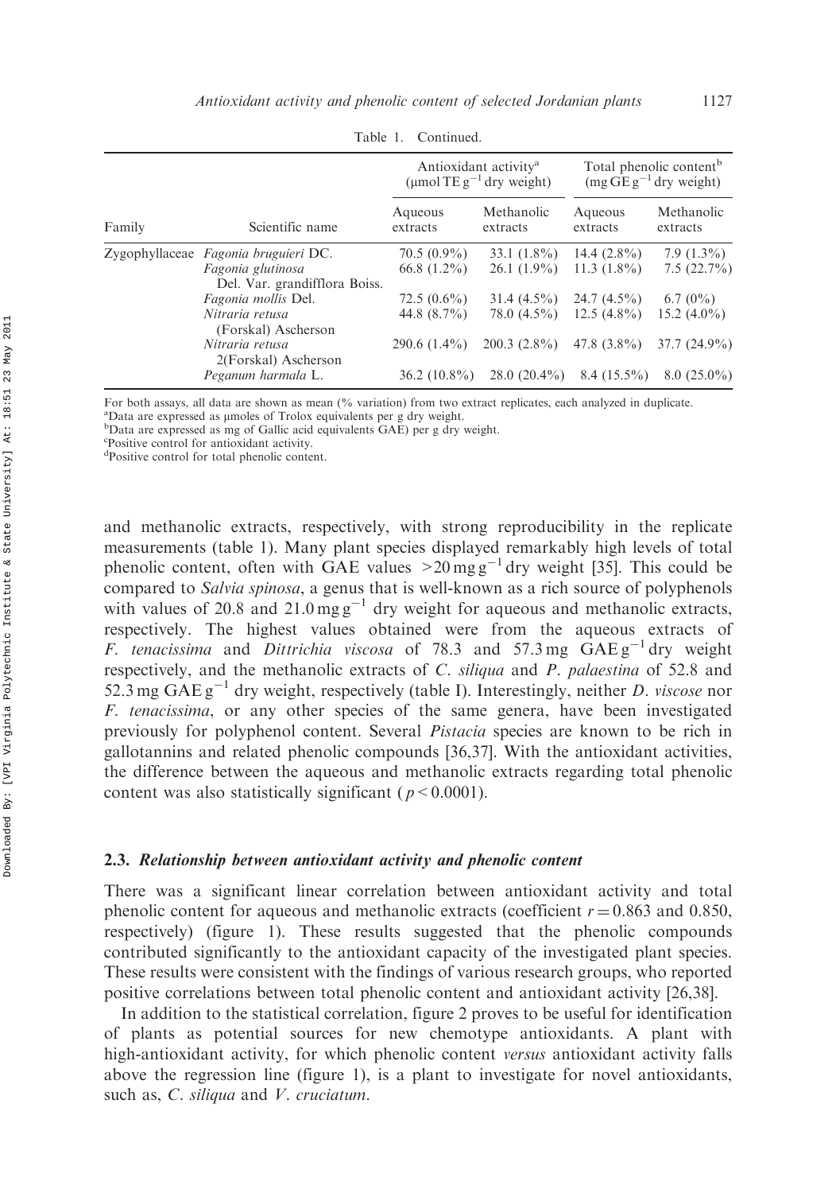Table 1. Continued.

| Family | Scientific name | Antioxidant activity[a] (μmol TE $g^{-1}$ dry weight) | | Total phenolic content[b] (mg GE $g^{-1}$ dry weight) | |
|---|---|---|---|---|---|
| | | Aqueous extracts | Methanolic extracts | Aqueous extracts | Methanolic extracts |
| Zygophyllaceae | *Fagonia bruguieri* DC. | 70.5 (0.9%) | 33.1 (1.8%) | 14.4 (2.8%) | 7.9 (1.3%) |
| | *Fagonia glutinosa* Del. Var. grandifflora Boiss. | 66.8 (1.2%) | 26.1 (1.9%) | 11.3 (1.8%) | 7.5 (22.7%) |
| | *Fagonia mollis* Del. | 72.5 (0.6%) | 31.4 (4.5%) | 24.7 (4.5%) | 6.7 (0%) |
| | *Nitraria retusa* (Forskal) Ascherson | 44.8 (8.7%) | 78.0 (4.5%) | 12.5 (4.8%) | 15.2 (4.0%) |
| | *Nitraria retusa* 2(Forskal) Ascherson | 290.6 (1.4%) | 200.3 (2.8%) | 47.8 (3.8%) | 37.7 (24.9%) |
| | *Peganum harmala* L. | 36.2 (10.8%) | 28.0 (20.4%) | 8.4 (15.5%) | 8.0 (25.0%) |

For both assays, all data are shown as mean (% variation) from two extract replicates, each analyzed in duplicate.
[a]Data are expressed as μmoles of Trolox equivalents per g dry weight.
[b]Data are expressed as mg of Gallic acid equivalents GAE) per g dry weight.
[c]Positive control for antioxidant activity.
[d]Positive control for total phenolic content.

and methanolic extracts, respectively, with strong reproducibility in the replicate measurements (table 1). Many plant species displayed remarkably high levels of total phenolic content, often with GAE values $>20\,\mathrm{mg\,g^{-1}}$ dry weight [35]. This could be compared to *Salvia spinosa*, a genus that is well-known as a rich source of polyphenols with values of 20.8 and $21.0\,\mathrm{mg\,g^{-1}}$ dry weight for aqueous and methanolic extracts, respectively. The highest values obtained were from the aqueous extracts of *F. tenacissima* and *Dittrichia viscosa* of 78.3 and $57.3\,\mathrm{mg}$ GAE $\mathrm{g^{-1}}$ dry weight respectively, and the methanolic extracts of *C. siliqua* and *P. palaestina* of 52.8 and $52.3\,\mathrm{mg}$ GAE $\mathrm{g^{-1}}$ dry weight, respectively (table I). Interestingly, neither *D. viscose* nor *F. tenacissima*, or any other species of the same genera, have been investigated previously for polyphenol content. Several *Pistacia* species are known to be rich in gallotannins and related phenolic compounds [36,37]. With the antioxidant activities, the difference between the aqueous and methanolic extracts regarding total phenolic content was also statistically significant ($p < 0.0001$).

### 2.3. *Relationship between antioxidant activity and phenolic content*

There was a significant linear correlation between antioxidant activity and total phenolic content for aqueous and methanolic extracts (coefficient $r = 0.863$ and 0.850, respectively) (figure 1). These results suggested that the phenolic compounds contributed significantly to the antioxidant capacity of the investigated plant species. These results were consistent with the findings of various research groups, who reported positive correlations between total phenolic content and antioxidant activity [26,38].

In addition to the statistical correlation, figure 2 proves to be useful for identification of plants as potential sources for new chemotype antioxidants. A plant with high-antioxidant activity, for which phenolic content *versus* antioxidant activity falls above the regression line (figure 1), is a plant to investigate for novel antioxidants, such as, *C. siliqua* and *V. cruciatum*.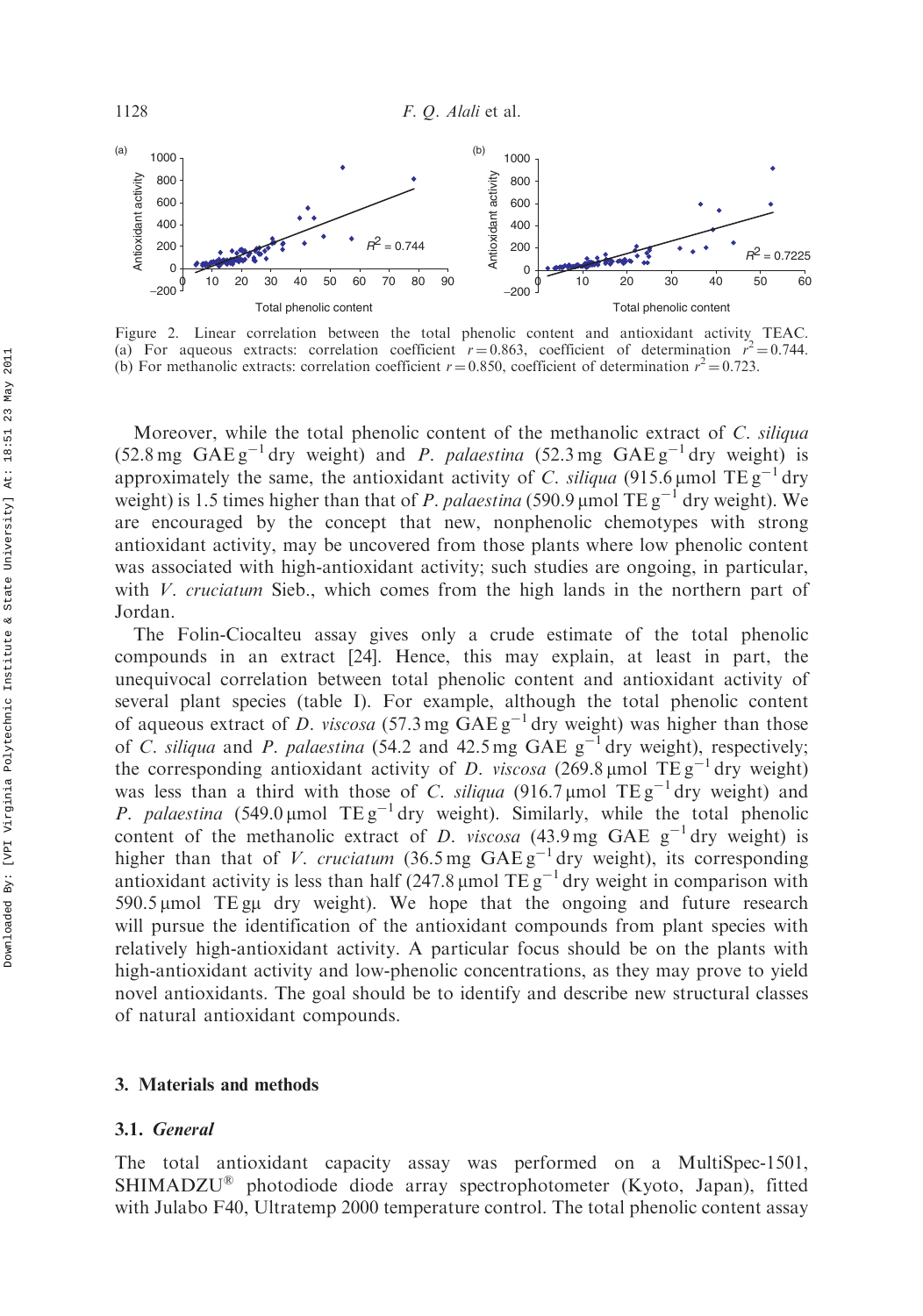Figure 2. Linear correlation between the total phenolic content and antioxidant activity TEAC. (a) For aqueous extracts: correlation coefficient $r = 0.863$, coefficient of determination $r^2 = 0.744$. (b) For methanolic extracts: correlation coefficient $r = 0.850$, coefficient of determination $r^2 = 0.723$.

Moreover, while the total phenolic content of the methanolic extract of *C. siliqua* (52.8 mg GAE $g^{-1}$ dry weight) and *P. palaestina* (52.3 mg GAE $g^{-1}$ dry weight) is approximately the same, the antioxidant activity of *C. siliqua* (915.6 µmol TE $g^{-1}$ dry weight) is 1.5 times higher than that of *P. palaestina* (590.9 µmol TE $g^{-1}$ dry weight). We are encouraged by the concept that new, nonphenolic chemotypes with strong antioxidant activity, may be uncovered from those plants where low phenolic content was associated with high-antioxidant activity; such studies are ongoing, in particular, with *V. cruciatum* Sieb., which comes from the high lands in the northern part of Jordan.

The Folin-Ciocalteu assay gives only a crude estimate of the total phenolic compounds in an extract [24]. Hence, this may explain, at least in part, the unequivocal correlation between total phenolic content and antioxidant activity of several plant species (table I). For example, although the total phenolic content of aqueous extract of *D. viscosa* (57.3 mg GAE $g^{-1}$ dry weight) was higher than those of *C. siliqua* and *P. palaestina* (54.2 and 42.5 mg GAE $g^{-1}$ dry weight), respectively; the corresponding antioxidant activity of *D. viscosa* (269.8 µmol TE $g^{-1}$ dry weight) was less than a third with those of *C. siliqua* (916.7 µmol TE $g^{-1}$ dry weight) and *P. palaestina* (549.0 µmol TE $g^{-1}$ dry weight). Similarly, while the total phenolic content of the methanolic extract of *D. viscosa* (43.9 mg GAE $g^{-1}$ dry weight) is higher than that of *V. cruciatum* (36.5 mg GAE $g^{-1}$ dry weight), its corresponding antioxidant activity is less than half (247.8 µmol TE $g^{-1}$ dry weight in comparison with 590.5 µmol TE gµ dry weight). We hope that the ongoing and future research will pursue the identification of the antioxidant compounds from plant species with relatively high-antioxidant activity. A particular focus should be on the plants with high-antioxidant activity and low-phenolic concentrations, as they may prove to yield novel antioxidants. The goal should be to identify and describe new structural classes of natural antioxidant compounds.

## 3. Materials and methods

### 3.1. *General*

The total antioxidant capacity assay was performed on a MultiSpec-1501, SHIMADZU® photodiode diode array spectrophotometer (Kyoto, Japan), fitted with Julabo F40, Ultratemp 2000 temperature control. The total phenolic content assay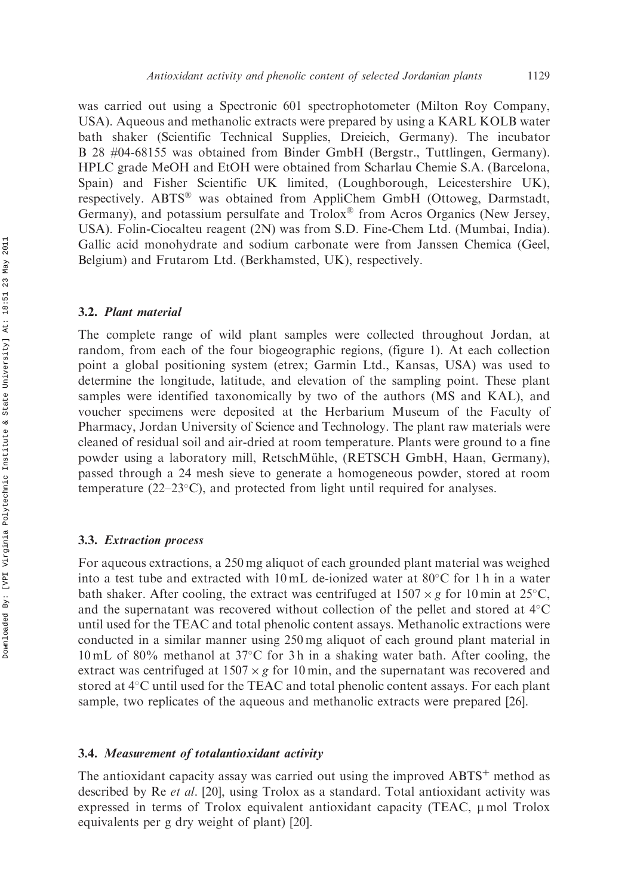was carried out using a Spectronic 601 spectrophotometer (Milton Roy Company, USA). Aqueous and methanolic extracts were prepared by using a KARL KOLB water bath shaker (Scientific Technical Supplies, Dreieich, Germany). The incubator B 28 #04-68155 was obtained from Binder GmbH (Bergstr., Tuttlingen, Germany). HPLC grade MeOH and EtOH were obtained from Scharlau Chemie S.A. (Barcelona, Spain) and Fisher Scientific UK limited, (Loughborough, Leicestershire UK), respectively. ABTS® was obtained from AppliChem GmbH (Ottoweg, Darmstadt, Germany), and potassium persulfate and Trolox® from Acros Organics (New Jersey, USA). Folin-Ciocalteu reagent (2N) was from S.D. Fine-Chem Ltd. (Mumbai, India). Gallic acid monohydrate and sodium carbonate were from Janssen Chemica (Geel, Belgium) and Frutarom Ltd. (Berkhamsted, UK), respectively.

### 3.2. *Plant material*

The complete range of wild plant samples were collected throughout Jordan, at random, from each of the four biogeographic regions, (figure 1). At each collection point a global positioning system (etrex; Garmin Ltd., Kansas, USA) was used to determine the longitude, latitude, and elevation of the sampling point. These plant samples were identified taxonomically by two of the authors (MS and KAL), and voucher specimens were deposited at the Herbarium Museum of the Faculty of Pharmacy, Jordan University of Science and Technology. The plant raw materials were cleaned of residual soil and air-dried at room temperature. Plants were ground to a fine powder using a laboratory mill, RetschMühle, (RETSCH GmbH, Haan, Germany), passed through a 24 mesh sieve to generate a homogeneous powder, stored at room temperature (22–23°C), and protected from light until required for analyses.

### 3.3. *Extraction process*

For aqueous extractions, a 250 mg aliquot of each grounded plant material was weighed into a test tube and extracted with 10 mL de-ionized water at 80°C for 1 h in a water bath shaker. After cooling, the extract was centrifuged at $1507 \times g$ for 10 min at 25°C, and the supernatant was recovered without collection of the pellet and stored at 4°C until used for the TEAC and total phenolic content assays. Methanolic extractions were conducted in a similar manner using 250 mg aliquot of each ground plant material in 10 mL of 80% methanol at 37°C for 3 h in a shaking water bath. After cooling, the extract was centrifuged at $1507 \times g$ for 10 min, and the supernatant was recovered and stored at 4°C until used for the TEAC and total phenolic content assays. For each plant sample, two replicates of the aqueous and methanolic extracts were prepared [26].

### 3.4. *Measurement of totalantioxidant activity*

The antioxidant capacity assay was carried out using the improved $ABTS^{+}$ method as described by Re *et al*. [20], using Trolox as a standard. Total antioxidant activity was expressed in terms of Trolox equivalent antioxidant capacity (TEAC, μmol Trolox equivalents per g dry weight of plant) [20].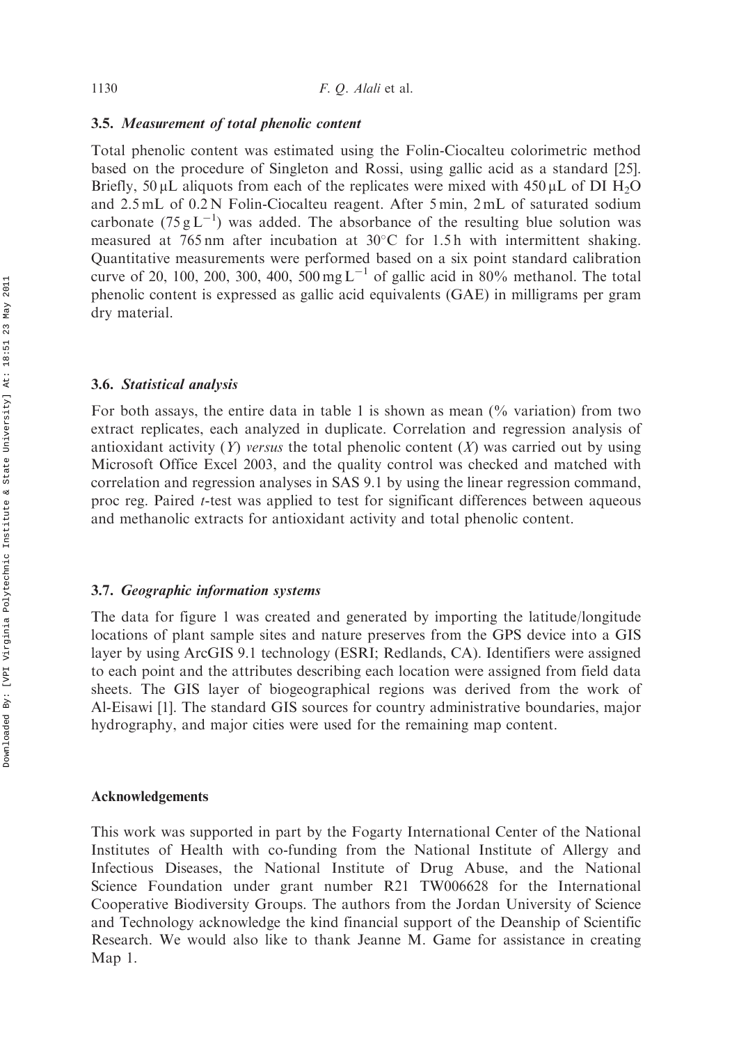### 3.5. *Measurement of total phenolic content*

Total phenolic content was estimated using the Folin-Ciocalteu colorimetric method based on the procedure of Singleton and Rossi, using gallic acid as a standard [25]. Briefly, 50 μL aliquots from each of the replicates were mixed with 450 μL of DI $H_2O$ and 2.5 mL of 0.2 N Folin-Ciocalteu reagent. After 5 min, 2 mL of saturated sodium carbonate (75 g $L^{-1}$) was added. The absorbance of the resulting blue solution was measured at 765 nm after incubation at 30°C for 1.5 h with intermittent shaking. Quantitative measurements were performed based on a six point standard calibration curve of 20, 100, 200, 300, 400, 500 mg $L^{-1}$ of gallic acid in 80% methanol. The total phenolic content is expressed as gallic acid equivalents (GAE) in milligrams per gram dry material.

### 3.6. *Statistical analysis*

For both assays, the entire data in table 1 is shown as mean (% variation) from two extract replicates, each analyzed in duplicate. Correlation and regression analysis of antioxidant activity ($Y$) *versus* the total phenolic content ($X$) was carried out by using Microsoft Office Excel 2003, and the quality control was checked and matched with correlation and regression analyses in SAS 9.1 by using the linear regression command, proc reg. Paired $t$-test was applied to test for significant differences between aqueous and methanolic extracts for antioxidant activity and total phenolic content.

### 3.7. *Geographic information systems*

The data for figure 1 was created and generated by importing the latitude/longitude locations of plant sample sites and nature preserves from the GPS device into a GIS layer by using ArcGIS 9.1 technology (ESRI; Redlands, CA). Identifiers were assigned to each point and the attributes describing each location were assigned from field data sheets. The GIS layer of biogeographical regions was derived from the work of Al-Eisawi [1]. The standard GIS sources for country administrative boundaries, major hydrography, and major cities were used for the remaining map content.

## Acknowledgements

This work was supported in part by the Fogarty International Center of the National Institutes of Health with co-funding from the National Institute of Allergy and Infectious Diseases, the National Institute of Drug Abuse, and the National Science Foundation under grant number R21 TW006628 for the International Cooperative Biodiversity Groups. The authors from the Jordan University of Science and Technology acknowledge the kind financial support of the Deanship of Scientific Research. We would also like to thank Jeanne M. Game for assistance in creating Map 1.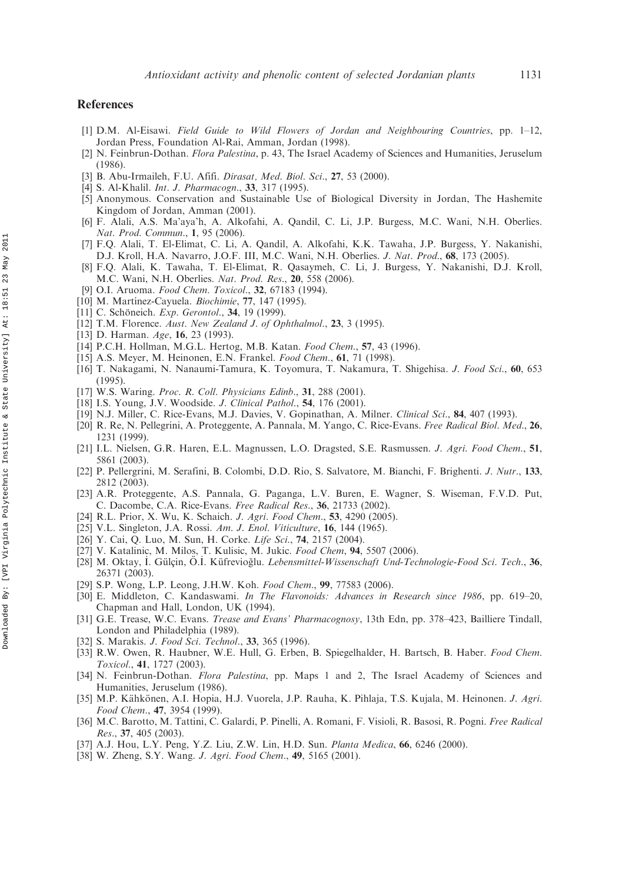## References

[1] D.M. Al-Eisawi. *Field Guide to Wild Flowers of Jordan and Neighbouring Countries*, pp. 1–12, Jordan Press, Foundation Al-Rai, Amman, Jordan (1998).

[2] N. Feinbrun-Dothan. *Flora Palestina*, p. 43, The Israel Academy of Sciences and Humanities, Jeruselum (1986).

[3] B. Abu-Irmaileh, F.U. Afifi. *Dirasat, Med. Biol. Sci*., **27**, 53 (2000).

[4] S. Al-Khalil. *Int. J. Pharmacogn*., **33**, 317 (1995).

[5] Anonymous. Conservation and Sustainable Use of Biological Diversity in Jordan, The Hashemite Kingdom of Jordan, Amman (2001).

[6] F. Alali, A.S. Ma'aya'h, A. Alkofahi, A. Qandil, C. Li, J.P. Burgess, M.C. Wani, N.H. Oberlies. *Nat. Prod. Commun*., **1**, 95 (2006).

[7] F.Q. Alali, T. El-Elimat, C. Li, A. Qandil, A. Alkofahi, K.K. Tawaha, J.P. Burgess, Y. Nakanishi, D.J. Kroll, H.A. Navarro, J.O.F. III, M.C. Wani, N.H. Oberlies. *J. Nat. Prod*., **68**, 173 (2005).

[8] F.Q. Alali, K. Tawaha, T. El-Elimat, R. Qasaymeh, C. Li, J. Burgess, Y. Nakanishi, D.J. Kroll, M.C. Wani, N.H. Oberlies. *Nat. Prod. Res*., **20**, 558 (2006).

[9] O.I. Aruoma. *Food Chem. Toxicol*., **32**, 67183 (1994).

[10] M. Martínez-Cayuela. *Biochimie*, **77**, 147 (1995).

[11] C. Schöneich. *Exp. Gerontol*., **34**, 19 (1999).

[12] T.M. Florence. *Aust. New Zealand J. of Ophthalmol*., **23**, 3 (1995).

[13] D. Harman. *Age*, **16**, 23 (1993).

[14] P.C.H. Hollman, M.G.L. Hertog, M.B. Katan. *Food Chem*., **57**, 43 (1996).

[15] A.S. Meyer, M. Heinonen, E.N. Frankel. *Food Chem*., **61**, 71 (1998).

[16] T. Nakagami, N. Nanaumi-Tamura, K. Toyomura, T. Nakamura, T. Shigehisa. *J. Food Sci*., **60**, 653 (1995).

[17] W.S. Waring. *Proc. R. Coll. Physicians Edinb*., **31**, 288 (2001).

[18] I.S. Young, J.V. Woodside. *J. Clinical Pathol*., **54**, 176 (2001).

[19] N.J. Miller, C. Rice-Evans, M.J. Davies, V. Gopinathan, A. Milner. *Clinical Sci*., **84**, 407 (1993).

[20] R. Re, N. Pellegrini, A. Proteggente, A. Pannala, M. Yango, C. Rice-Evans. *Free Radical Biol. Med*., **26**, 1231 (1999).

[21] I.L. Nielsen, G.R. Haren, E.L. Magnussen, L.O. Dragsted, S.E. Rasmussen. *J. Agri. Food Chem*., **51**, 5861 (2003).

[22] P. Pellergrini, M. Serafini, B. Colombi, D.D. Rio, S. Salvatore, M. Bianchi, F. Brighenti. *J. Nutr*., **133**, 2812 (2003).

[23] A.R. Proteggente, A.S. Pannala, G. Paganga, L.V. Buren, E. Wagner, S. Wiseman, F.V.D. Put, C. Dacombe, C.A. Rice-Evans. *Free Radical Res*., **36**, 21733 (2002).

[24] R.L. Prior, X. Wu, K. Schaich. *J. Agri. Food Chem*., **53**, 4290 (2005).

[25] V.L. Singleton, J.A. Rossi. *Am. J. Enol. Viticulture*, **16**, 144 (1965).

[26] Y. Cai, Q. Luo, M. Sun, H. Corke. *Life Sci*., **74**, 2157 (2004).

[27] V. Katalinic, M. Milos, T. Kulisic, M. Jukic. *Food Chem*, **94**, 5507 (2006).

[28] M. Oktay, İ. Gülçin, Ö.İ. Küfrevioğlu. *Lebensmittel-Wissenschaft Und-Technologie-Food Sci. Tech*., **36**, 26371 (2003).

[29] S.P. Wong, L.P. Leong, J.H.W. Koh. *Food Chem*., **99**, 77583 (2006).

[30] E. Middleton, C. Kandaswami. *In The Flavonoids: Advances in Research since 1986*, pp. 619–20, Chapman and Hall, London, UK (1994).

[31] G.E. Trease, W.C. Evans. *Trease and Evans' Pharmacognosy*, 13th Edn, pp. 378–423, Bailliere Tindall, London and Philadelphia (1989).

[32] S. Marakis. *J. Food Sci. Technol*., **33**, 365 (1996).

[33] R.W. Owen, R. Haubner, W.E. Hull, G. Erben, B. Spiegelhalder, H. Bartsch, B. Haber. *Food Chem. Toxicol*., **41**, 1727 (2003).

[34] N. Feinbrun-Dothan. *Flora Palestina*, pp. Maps 1 and 2, The Israel Academy of Sciences and Humanities, Jeruselum (1986).

[35] M.P. Kähkönen, A.I. Hopia, H.J. Vuorela, J.P. Rauha, K. Pihlaja, T.S. Kujala, M. Heinonen. *J. Agri. Food Chem*., **47**, 3954 (1999).

[36] M.C. Barotto, M. Tattini, C. Galardi, P. Pinelli, A. Romani, F. Visioli, R. Basosi, R. Pogni. *Free Radical Res*., **37**, 405 (2003).

[37] A.J. Hou, L.Y. Peng, Y.Z. Liu, Z.W. Lin, H.D. Sun. *Planta Medica*, **66**, 6246 (2000).

[38] W. Zheng, S.Y. Wang. *J. Agri. Food Chem*., **49**, 5165 (2001).